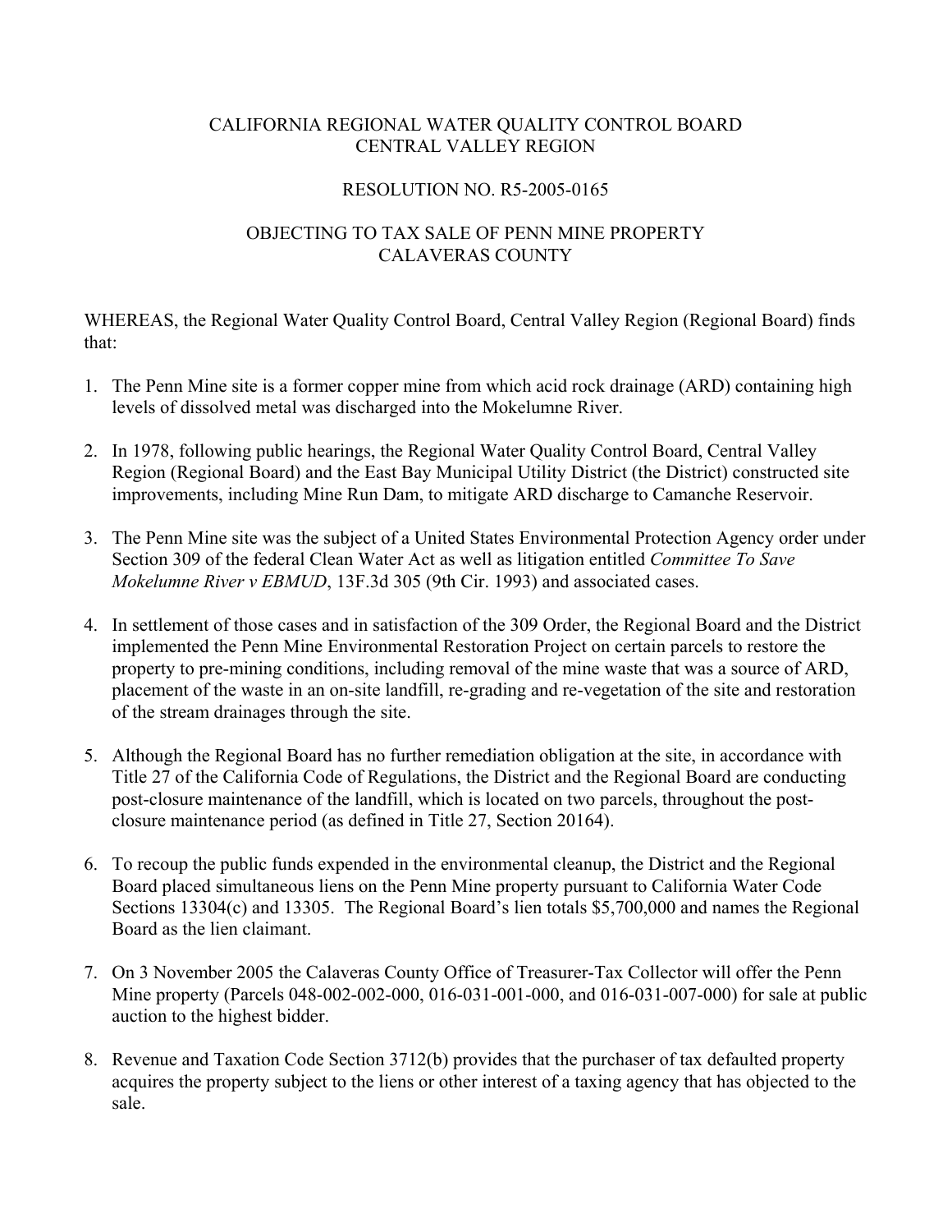# CALIFORNIA REGIONAL WATER QUALITY CONTROL BOARD
# CENTRAL VALLEY REGION

## RESOLUTION NO. R5-2005-0165

## OBJECTING TO TAX SALE OF PENN MINE PROPERTY CALAVERAS COUNTY

WHEREAS, the Regional Water Quality Control Board, Central Valley Region (Regional Board) finds that:

1. The Penn Mine site is a former copper mine from which acid rock drainage (ARD) containing high levels of dissolved metal was discharged into the Mokelumne River.

2. In 1978, following public hearings, the Regional Water Quality Control Board, Central Valley Region (Regional Board) and the East Bay Municipal Utility District (the District) constructed site improvements, including Mine Run Dam, to mitigate ARD discharge to Camanche Reservoir.

3. The Penn Mine site was the subject of a United States Environmental Protection Agency order under Section 309 of the federal Clean Water Act as well as litigation entitled *Committee To Save Mokelumne River v EBMUD*, 13F.3d 305 (9th Cir. 1993) and associated cases.

4. In settlement of those cases and in satisfaction of the 309 Order, the Regional Board and the District implemented the Penn Mine Environmental Restoration Project on certain parcels to restore the property to pre-mining conditions, including removal of the mine waste that was a source of ARD, placement of the waste in an on-site landfill, re-grading and re-vegetation of the site and restoration of the stream drainages through the site.

5. Although the Regional Board has no further remediation obligation at the site, in accordance with Title 27 of the California Code of Regulations, the District and the Regional Board are conducting post-closure maintenance of the landfill, which is located on two parcels, throughout the post-closure maintenance period (as defined in Title 27, Section 20164).

6. To recoup the public funds expended in the environmental cleanup, the District and the Regional Board placed simultaneous liens on the Penn Mine property pursuant to California Water Code Sections 13304(c) and 13305. The Regional Board's lien totals $5,700,000 and names the Regional Board as the lien claimant.

7. On 3 November 2005 the Calaveras County Office of Treasurer-Tax Collector will offer the Penn Mine property (Parcels 048-002-002-000, 016-031-001-000, and 016-031-007-000) for sale at public auction to the highest bidder.

8. Revenue and Taxation Code Section 3712(b) provides that the purchaser of tax defaulted property acquires the property subject to the liens or other interest of a taxing agency that has objected to the sale.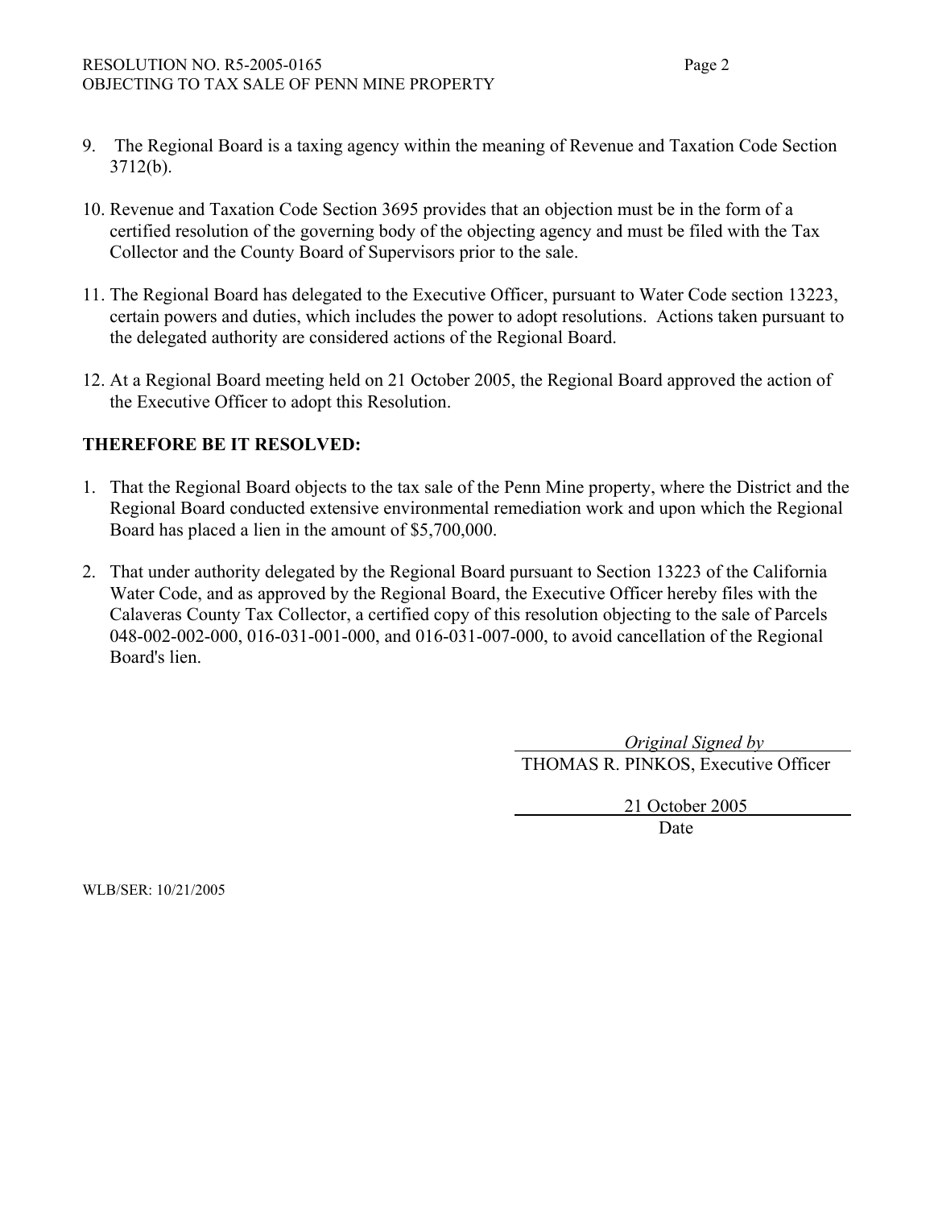9. The Regional Board is a taxing agency within the meaning of Revenue and Taxation Code Section 3712(b).

10. Revenue and Taxation Code Section 3695 provides that an objection must be in the form of a certified resolution of the governing body of the objecting agency and must be filed with the Tax Collector and the County Board of Supervisors prior to the sale.

11. The Regional Board has delegated to the Executive Officer, pursuant to Water Code section 13223, certain powers and duties, which includes the power to adopt resolutions. Actions taken pursuant to the delegated authority are considered actions of the Regional Board.

12. At a Regional Board meeting held on 21 October 2005, the Regional Board approved the action of the Executive Officer to adopt this Resolution.

**THEREFORE BE IT RESOLVED:**

1. That the Regional Board objects to the tax sale of the Penn Mine property, where the District and the Regional Board conducted extensive environmental remediation work and upon which the Regional Board has placed a lien in the amount of $5,700,000.

2. That under authority delegated by the Regional Board pursuant to Section 13223 of the California Water Code, and as approved by the Regional Board, the Executive Officer hereby files with the Calaveras County Tax Collector, a certified copy of this resolution objecting to the sale of Parcels 048-002-002-000, 016-031-001-000, and 016-031-007-000, to avoid cancellation of the Regional Board's lien.

*Original Signed by*
THOMAS R. PINKOS, Executive Officer

21 October 2005
Date

WLB/SER: 10/21/2005